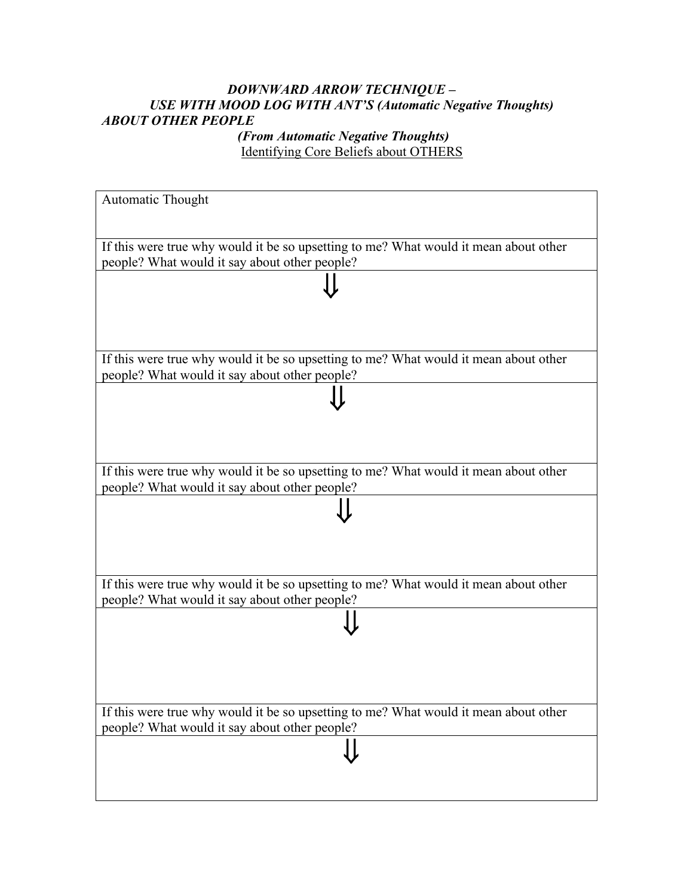***DOWNWARD ARROW TECHNIQUE –***
***USE WITH MOOD LOG WITH ANT'S (Automatic Negative Thoughts)***
***ABOUT OTHER PEOPLE***
***(From Automatic Negative Thoughts)***
<u>Identifying Core Beliefs about OTHERS</u>

| Automatic Thought |
|---|
| If this were true why would it be so upsetting to me? What would it mean about other people? What would it say about other people? |
| ⇓ |
| If this were true why would it be so upsetting to me? What would it mean about other people? What would it say about other people? |
| ⇓ |
| If this were true why would it be so upsetting to me? What would it mean about other people? What would it say about other people? |
| ⇓ |
| If this were true why would it be so upsetting to me? What would it mean about other people? What would it say about other people? |
| ⇓ |
| If this were true why would it be so upsetting to me? What would it mean about other people? What would it say about other people? |
| ⇓ |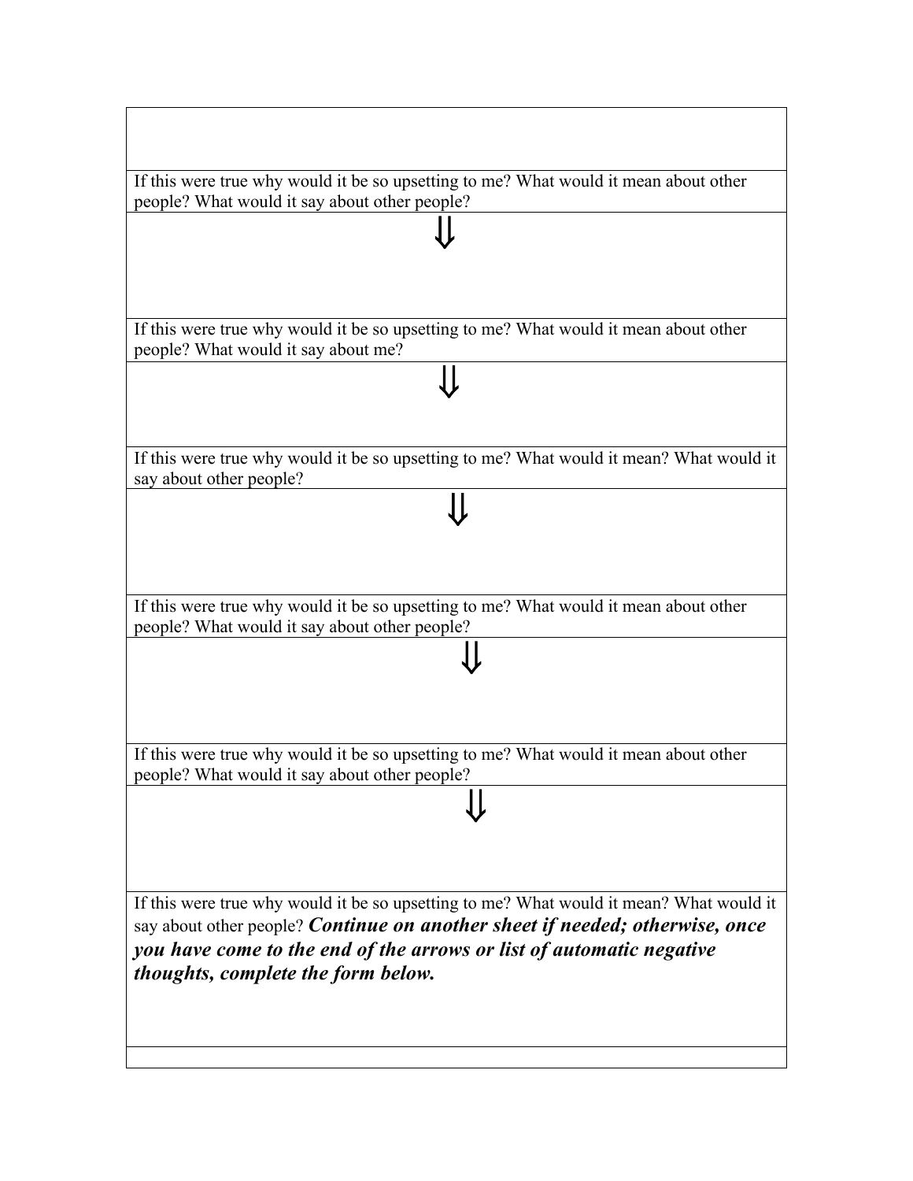If this were true why would it be so upsetting to me? What would it mean about other people? What would it say about other people?

⇓

If this were true why would it be so upsetting to me? What would it mean about other people? What would it say about me?

⇓

If this were true why would it be so upsetting to me? What would it mean? What would it say about other people?

⇓

If this were true why would it be so upsetting to me? What would it mean about other people? What would it say about other people?

⇓

If this were true why would it be so upsetting to me? What would it mean about other people? What would it say about other people?

⇓

If this were true why would it be so upsetting to me? What would it mean? What would it say about other people? ***Continue on another sheet if needed; otherwise, once you have come to the end of the arrows or list of automatic negative thoughts, complete the form below.***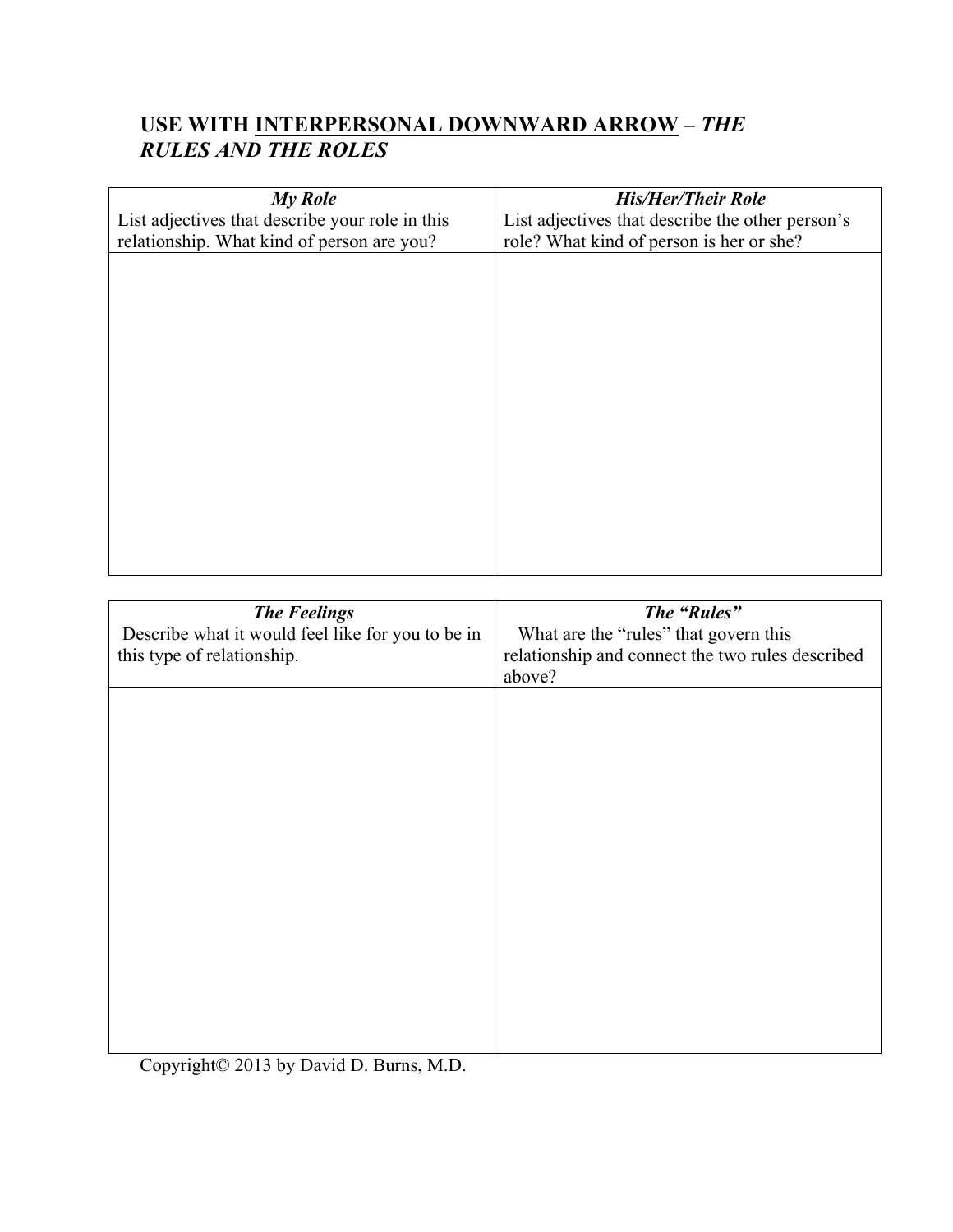## USE WITH <u>INTERPERSONAL DOWNWARD ARROW</u> – *THE RULES AND THE ROLES*

| ***My Role*** List adjectives that describe your role in this relationship. What kind of person are you? | ***His/Her/Their Role*** List adjectives that describe the other person's role? What kind of person is her or she? |
| --- | --- |
| | |

| ***The Feelings*** Describe what it would feel like for you to be in this type of relationship. | ***The "Rules"*** What are the "rules" that govern this relationship and connect the two rules described above? |
| --- | --- |
| | |

Copyright© 2013 by David D. Burns, M.D.